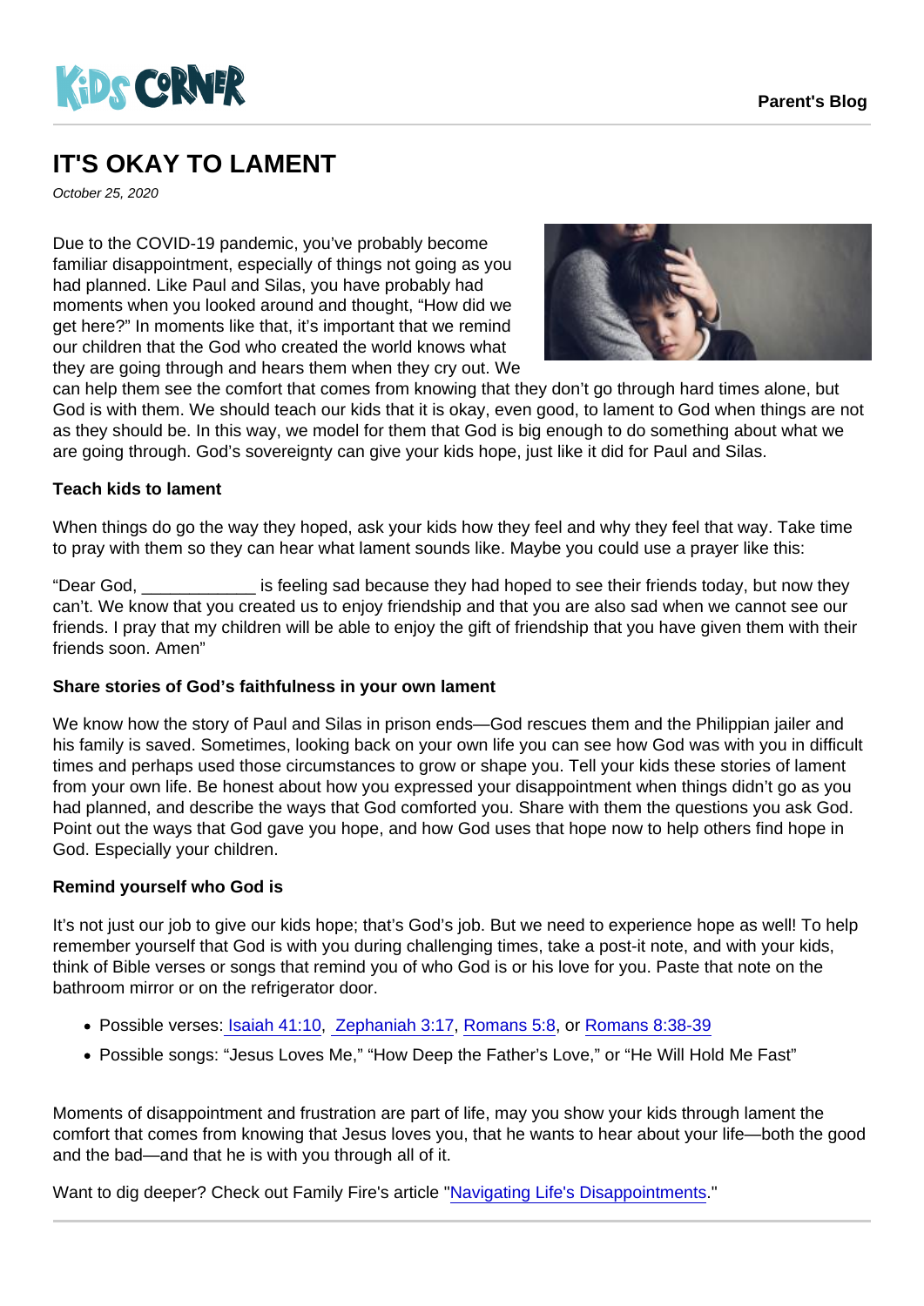Kids Corner

Parent's Blog

# IT'S OKAY TO LAMENT

*October 25, 2020*

Due to the COVID-19 pandemic, you've probably become familiar disappointment, especially of things not going as you had planned. Like Paul and Silas, you have probably had moments when you looked around and thought, "How did we get here?" In moments like that, it's important that we remind our children that the God who created the world knows what they are going through and hears them when they cry out. We can help them see the comfort that comes from knowing that they don't go through hard times alone, but God is with them. We should teach our kids that it is okay, even good, to lament to God when things are not as they should be. In this way, we model for them that God is big enough to do something about what we are going through. God's sovereignty can give your kids hope, just like it did for Paul and Silas.

**Teach kids to lament**

When things do go the way they hoped, ask your kids how they feel and why they feel that way. Take time to pray with them so they can hear what lament sounds like. Maybe you could use a prayer like this:

"Dear God, ____________ is feeling sad because they had hoped to see their friends today, but now they can't. We know that you created us to enjoy friendship and that you are also sad when we cannot see our friends. I pray that my children will be able to enjoy the gift of friendship that you have given them with their friends soon. Amen"

**Share stories of God's faithfulness in your own lament**

We know how the story of Paul and Silas in prison ends—God rescues them and the Philippian jailer and his family is saved. Sometimes, looking back on your own life you can see how God was with you in difficult times and perhaps used those circumstances to grow or shape you. Tell your kids these stories of lament from your own life. Be honest about how you expressed your disappointment when things didn't go as you had planned, and describe the ways that God comforted you. Share with them the questions you ask God. Point out the ways that God gave you hope, and how God uses that hope now to help others find hope in God. Especially your children.

**Remind yourself who God is**

It's not just our job to give our kids hope; that's God's job. But we need to experience hope as well! To help remember yourself that God is with you during challenging times, take a post-it note, and with your kids, think of Bible verses or songs that remind you of who God is or his love for you. Paste that note on the bathroom mirror or on the refrigerator door.

- Possible verses: Isaiah 41:10, Zephaniah 3:17, Romans 5:8, or Romans 8:38-39
- Possible songs: "Jesus Loves Me," "How Deep the Father's Love," or "He Will Hold Me Fast"

Moments of disappointment and frustration are part of life, may you show your kids through lament the comfort that comes from knowing that Jesus loves you, that he wants to hear about your life—both the good and the bad—and that he is with you through all of it.

Want to dig deeper? Check out Family Fire's article "Navigating Life's Disappointments."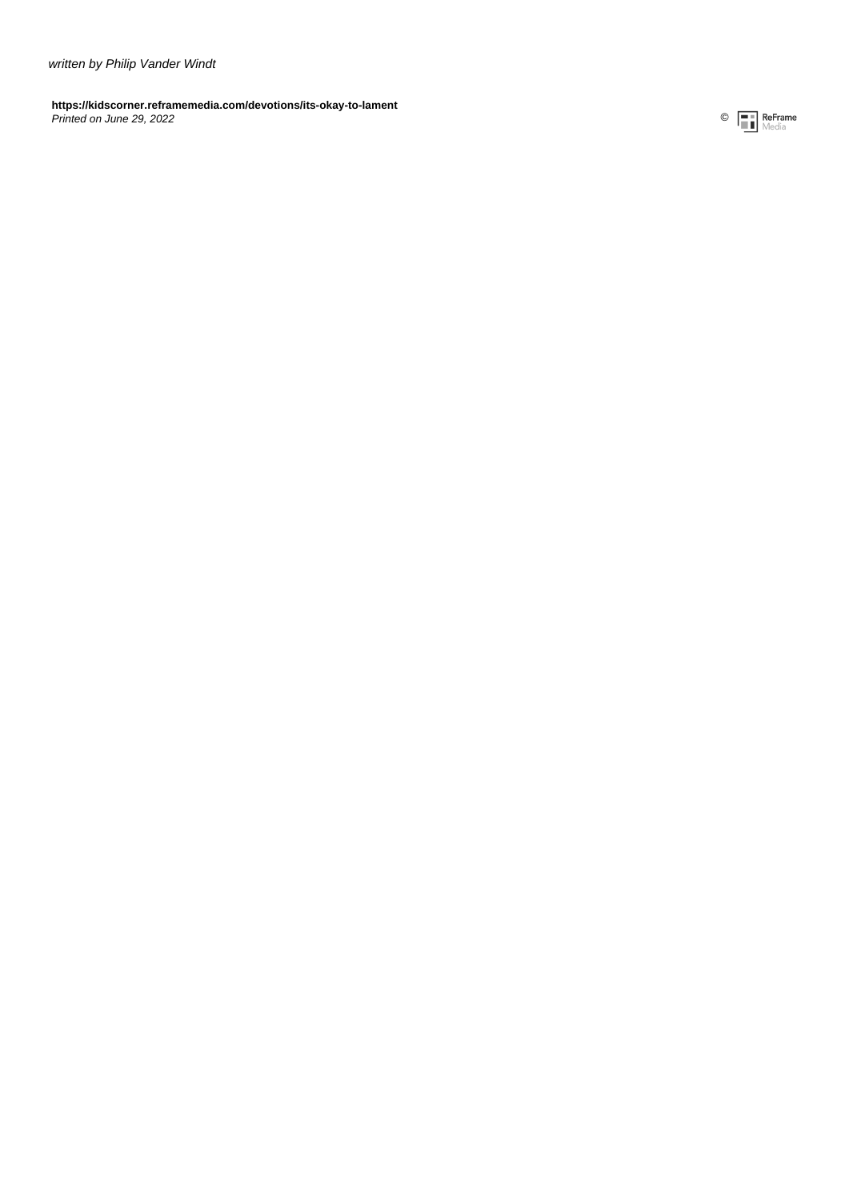*written by Philip Vander Windt*

**https://kidscorner.reframemedia.com/devotions/its-okay-to-lament**
*Printed on June 29, 2022*

© ReFrame Media